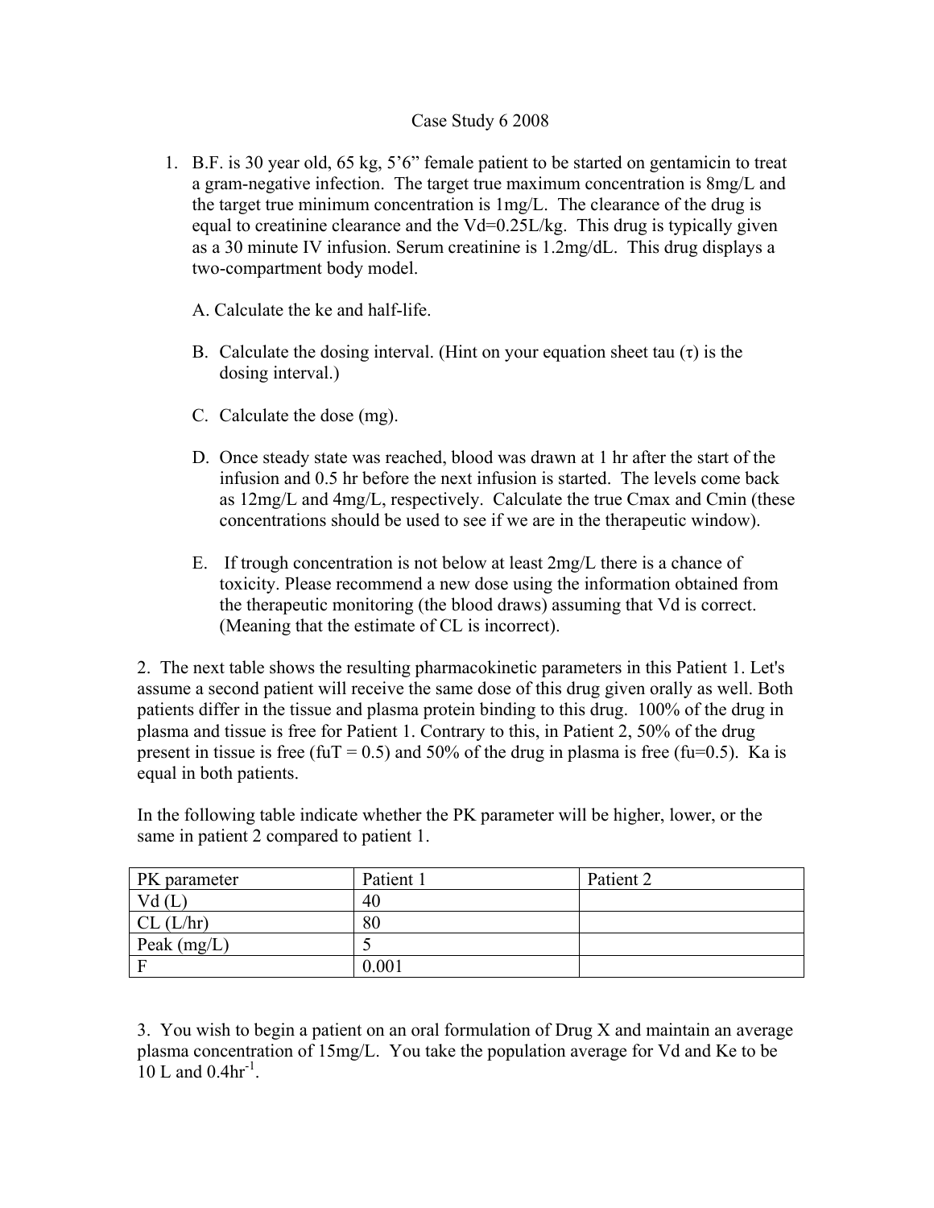Case Study 6 2008

1. B.F. is 30 year old, 65 kg, 5'6" female patient to be started on gentamicin to treat a gram-negative infection. The target true maximum concentration is 8mg/L and the target true minimum concentration is 1mg/L. The clearance of the drug is equal to creatinine clearance and the Vd=0.25L/kg. This drug is typically given as a 30 minute IV infusion. Serum creatinine is 1.2mg/dL. This drug displays a two-compartment body model.

   A. Calculate the ke and half-life.

   B. Calculate the dosing interval. (Hint on your equation sheet tau ($\tau$) is the dosing interval.)

   C. Calculate the dose (mg).

   D. Once steady state was reached, blood was drawn at 1 hr after the start of the infusion and 0.5 hr before the next infusion is started. The levels come back as 12mg/L and 4mg/L, respectively. Calculate the true Cmax and Cmin (these concentrations should be used to see if we are in the therapeutic window).

   E. If trough concentration is not below at least 2mg/L there is a chance of toxicity. Please recommend a new dose using the information obtained from the therapeutic monitoring (the blood draws) assuming that Vd is correct. (Meaning that the estimate of CL is incorrect).

2. The next table shows the resulting pharmacokinetic parameters in this Patient 1. Let's assume a second patient will receive the same dose of this drug given orally as well. Both patients differ in the tissue and plasma protein binding to this drug. 100% of the drug in plasma and tissue is free for Patient 1. Contrary to this, in Patient 2, 50% of the drug present in tissue is free (fuT = 0.5) and 50% of the drug in plasma is free (fu=0.5). Ka is equal in both patients.

In the following table indicate whether the PK parameter will be higher, lower, or the same in patient 2 compared to patient 1.

| PK parameter | Patient 1 | Patient 2 |
|---|---|---|
| Vd (L) | 40 | |
| CL (L/hr) | 80 | |
| Peak (mg/L) | 5 | |
| F | 0.001 | |

3. You wish to begin a patient on an oral formulation of Drug X and maintain an average plasma concentration of 15mg/L. You take the population average for Vd and Ke to be 10 L and 0.4$hr^{-1}$.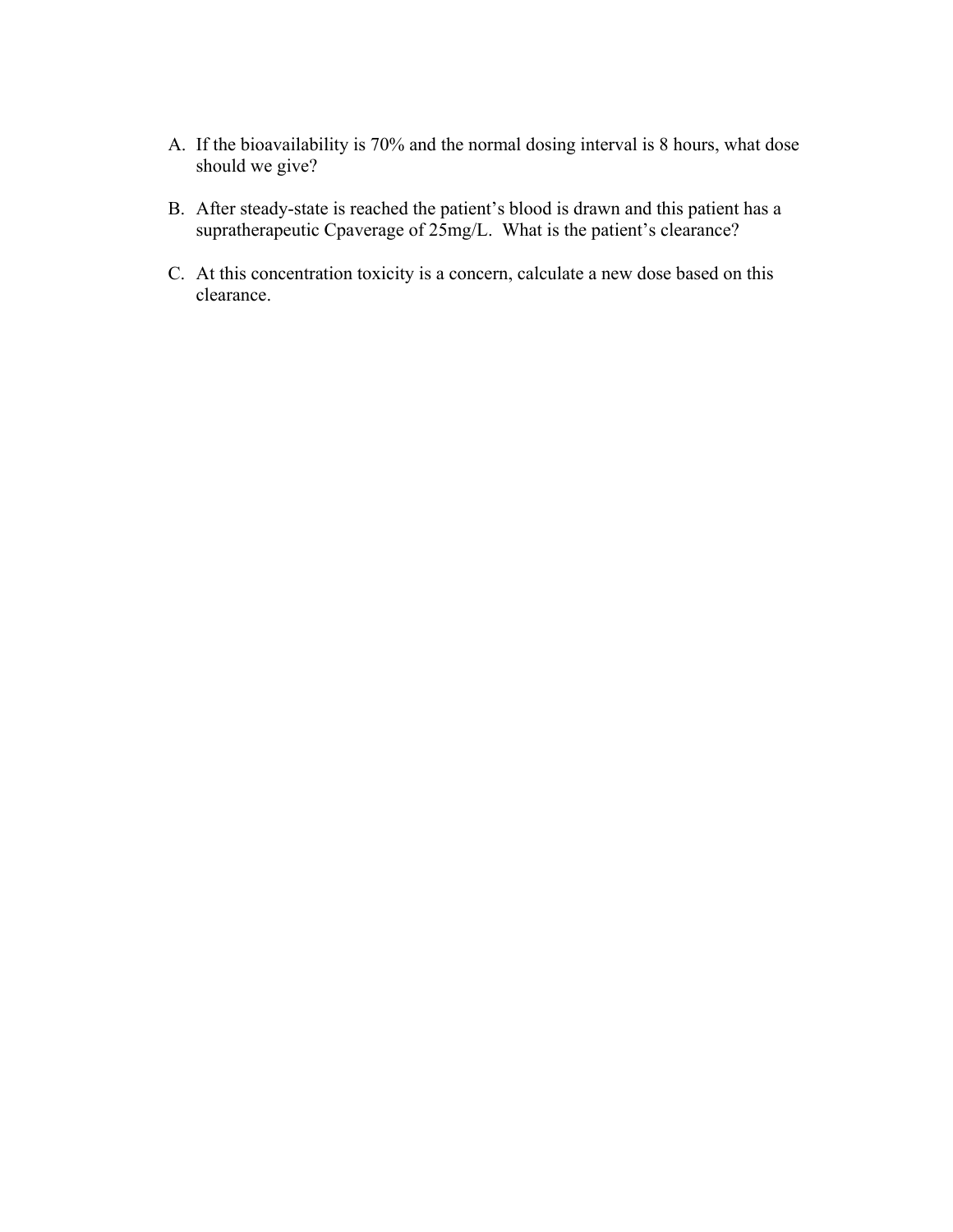A. If the bioavailability is 70% and the normal dosing interval is 8 hours, what dose should we give?

B. After steady-state is reached the patient's blood is drawn and this patient has a supratherapeutic Cpaverage of 25mg/L. What is the patient's clearance?

C. At this concentration toxicity is a concern, calculate a new dose based on this clearance.